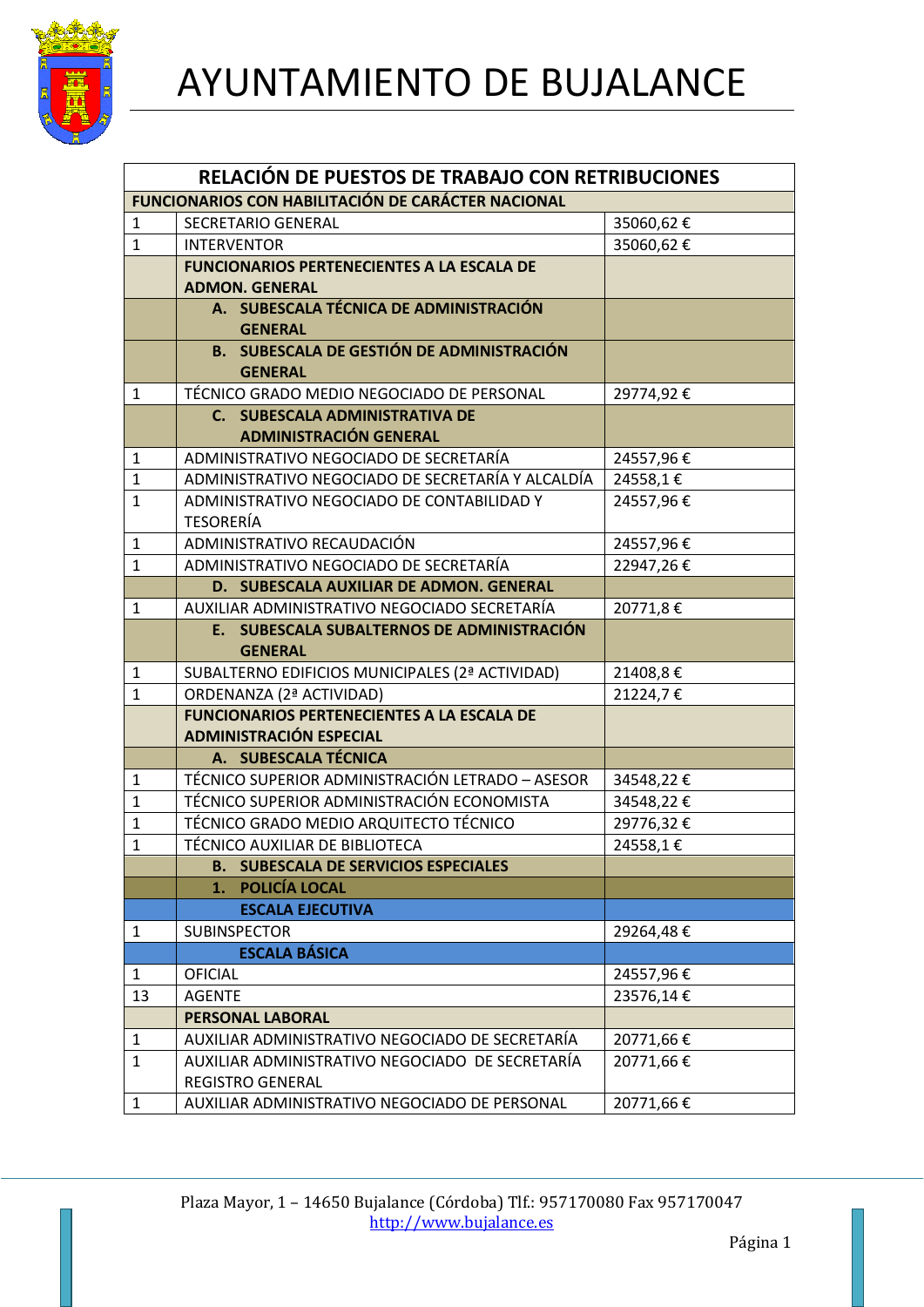# AYUNTAMIENTO DE BUJALANCE

| RELACIÓN DE PUESTOS DE TRABAJO CON RETRIBUCIONES | | |
|---|---|---|
| **FUNCIONARIOS CON HABILITACIÓN DE CARÁCTER NACIONAL** | | |
| 1 | SECRETARIO GENERAL | 35060,62 € |
| 1 | INTERVENTOR | 35060,62 € |
| | **FUNCIONARIOS PERTENECIENTES A LA ESCALA DE ADMON. GENERAL** | |
| | **A. SUBESCALA TÉCNICA DE ADMINISTRACIÓN GENERAL** | |
| | **B. SUBESCALA DE GESTIÓN DE ADMINISTRACIÓN GENERAL** | |
| 1 | TÉCNICO GRADO MEDIO NEGOCIADO DE PERSONAL | 29774,92 € |
| | **C. SUBESCALA ADMINISTRATIVA DE ADMINISTRACIÓN GENERAL** | |
| 1 | ADMINISTRATIVO NEGOCIADO DE SECRETARÍA | 24557,96 € |
| 1 | ADMINISTRATIVO NEGOCIADO DE SECRETARÍA Y ALCALDÍA | 24558,1 € |
| 1 | ADMINISTRATIVO NEGOCIADO DE CONTABILIDAD Y TESORERÍA | 24557,96 € |
| 1 | ADMINISTRATIVO RECAUDACIÓN | 24557,96 € |
| 1 | ADMINISTRATIVO NEGOCIADO DE SECRETARÍA | 22947,26 € |
| | **D. SUBESCALA AUXILIAR DE ADMON. GENERAL** | |
| 1 | AUXILIAR ADMINISTRATIVO NEGOCIADO SECRETARÍA | 20771,8 € |
| | **E. SUBESCALA SUBALTERNOS DE ADMINISTRACIÓN GENERAL** | |
| 1 | SUBALTERNO EDIFICIOS MUNICIPALES (2ª ACTIVIDAD) | 21408,8 € |
| 1 | ORDENANZA (2ª ACTIVIDAD) | 21224,7 € |
| | **FUNCIONARIOS PERTENECIENTES A LA ESCALA DE ADMINISTRACIÓN ESPECIAL** | |
| | **A. SUBESCALA TÉCNICA** | |
| 1 | TÉCNICO SUPERIOR ADMINISTRACIÓN LETRADO – ASESOR | 34548,22 € |
| 1 | TÉCNICO SUPERIOR ADMINISTRACIÓN ECONOMISTA | 34548,22 € |
| 1 | TÉCNICO GRADO MEDIO ARQUITECTO TÉCNICO | 29776,32 € |
| 1 | TÉCNICO AUXILIAR DE BIBLIOTECA | 24558,1 € |
| | **B. SUBESCALA DE SERVICIOS ESPECIALES** | |
| | **1. POLICÍA LOCAL** | |
| | **ESCALA EJECUTIVA** | |
| 1 | SUBINSPECTOR | 29264,48 € |
| | **ESCALA BÁSICA** | |
| 1 | OFICIAL | 24557,96 € |
| 13 | AGENTE | 23576,14 € |
| | **PERSONAL LABORAL** | |
| 1 | AUXILIAR ADMINISTRATIVO NEGOCIADO DE SECRETARÍA | 20771,66 € |
| 1 | AUXILIAR ADMINISTRATIVO NEGOCIADO DE SECRETARÍA REGISTRO GENERAL | 20771,66 € |
| 1 | AUXILIAR ADMINISTRATIVO NEGOCIADO DE PERSONAL | 20771,66 € |

Plaza Mayor, 1 – 14650 Bujalance (Córdoba) Tlf.: 957170080 Fax 957170047
http://www.bujalance.es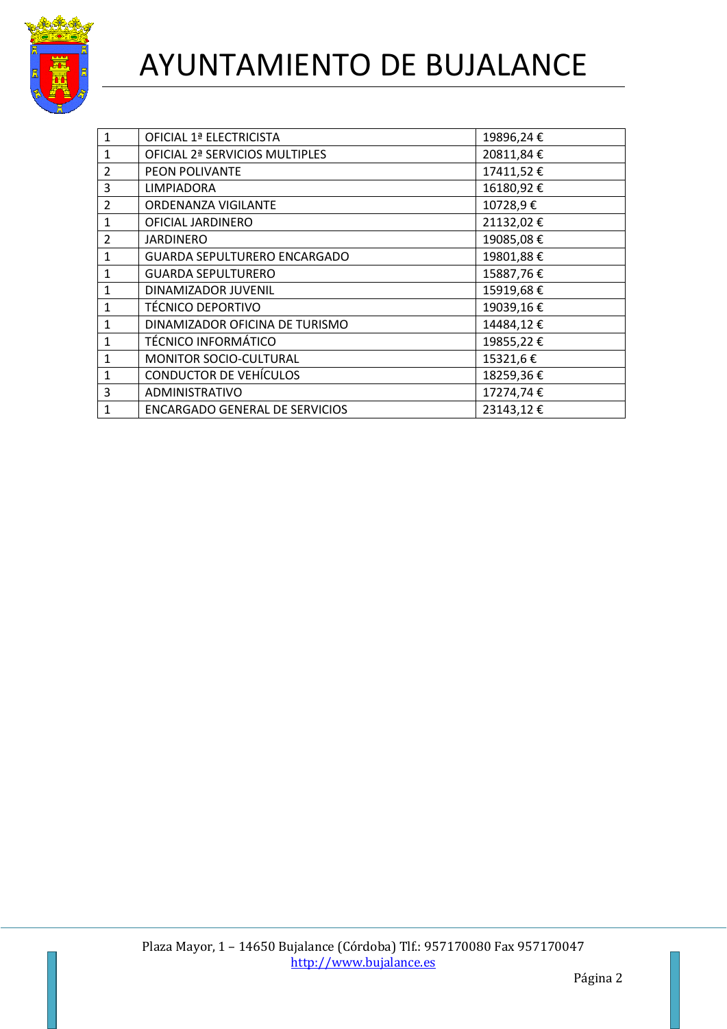# AYUNTAMIENTO DE BUJALANCE

| | | |
|---|---|---|
| 1 | OFICIAL 1ª ELECTRICISTA | 19896,24 € |
| 1 | OFICIAL 2ª SERVICIOS MULTIPLES | 20811,84 € |
| 2 | PEON POLIVANTE | 17411,52 € |
| 3 | LIMPIADORA | 16180,92 € |
| 2 | ORDENANZA VIGILANTE | 10728,9 € |
| 1 | OFICIAL JARDINERO | 21132,02 € |
| 2 | JARDINERO | 19085,08 € |
| 1 | GUARDA SEPULTURERO ENCARGADO | 19801,88 € |
| 1 | GUARDA SEPULTURERO | 15887,76 € |
| 1 | DINAMIZADOR JUVENIL | 15919,68 € |
| 1 | TÉCNICO DEPORTIVO | 19039,16 € |
| 1 | DINAMIZADOR OFICINA DE TURISMO | 14484,12 € |
| 1 | TÉCNICO INFORMÁTICO | 19855,22 € |
| 1 | MONITOR SOCIO-CULTURAL | 15321,6 € |
| 1 | CONDUCTOR DE VEHÍCULOS | 18259,36 € |
| 3 | ADMINISTRATIVO | 17274,74 € |
| 1 | ENCARGADO GENERAL DE SERVICIOS | 23143,12 € |

Plaza Mayor, 1 – 14650 Bujalance (Córdoba) Tlf.: 957170080 Fax 957170047
http://www.bujalance.es